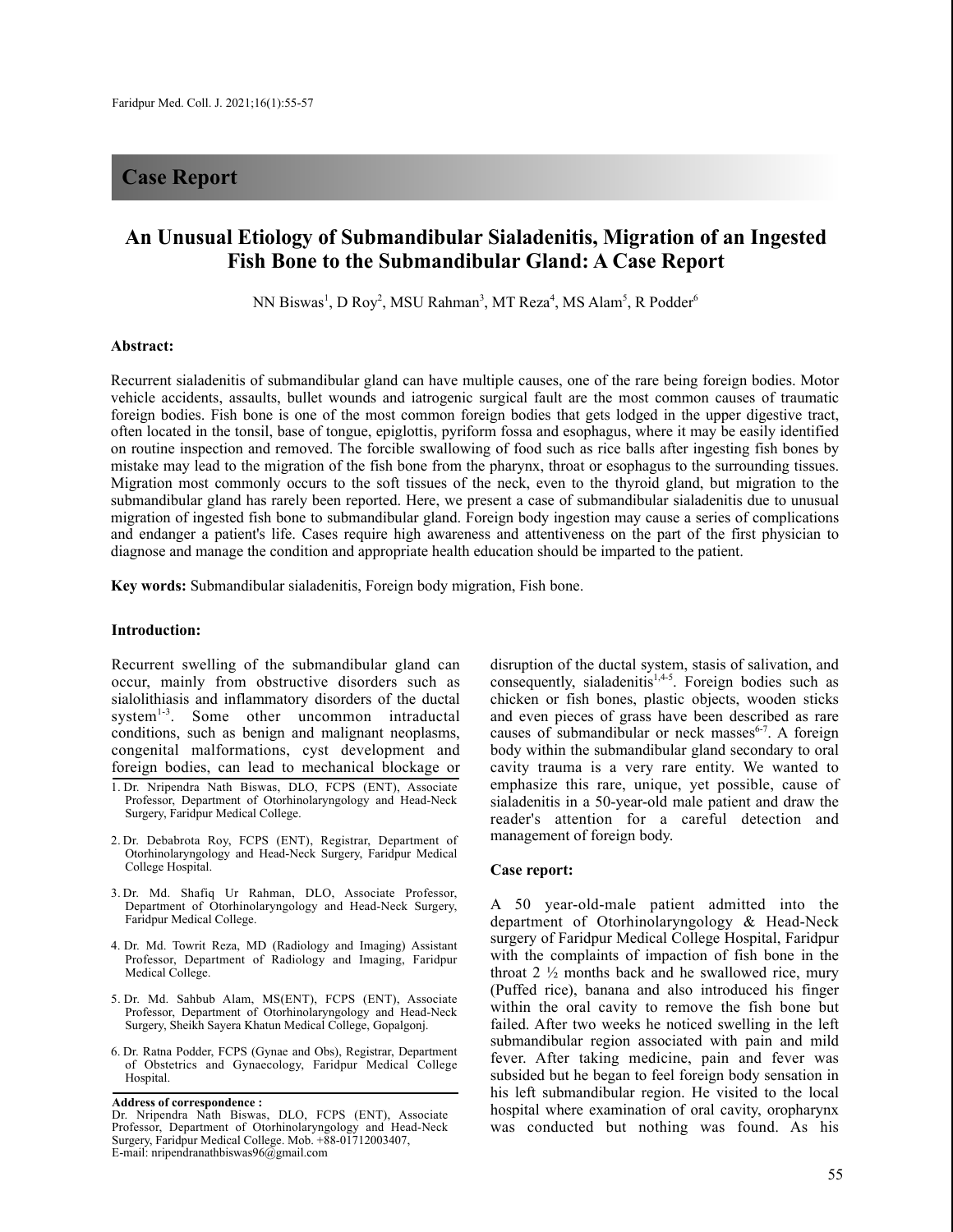## Case Report

# An Unusual Etiology of Submandibular Sialadenitis, Migration of an Ingested Fish Bone to the Submandibular Gland: A Case Report

NN Biswas[1], D Roy[2], MSU Rahman[3], MT Reza[4], MS Alam[5], R Podder[6]

**Abstract:**

Recurrent sialadenitis of submandibular gland can have multiple causes, one of the rare being foreign bodies. Motor vehicle accidents, assaults, bullet wounds and iatrogenic surgical fault are the most common causes of traumatic foreign bodies. Fish bone is one of the most common foreign bodies that gets lodged in the upper digestive tract, often located in the tonsil, base of tongue, epiglottis, pyriform fossa and esophagus, where it may be easily identified on routine inspection and removed. The forcible swallowing of food such as rice balls after ingesting fish bones by mistake may lead to the migration of the fish bone from the pharynx, throat or esophagus to the surrounding tissues. Migration most commonly occurs to the soft tissues of the neck, even to the thyroid gland, but migration to the submandibular gland has rarely been reported. Here, we present a case of submandibular sialadenitis due to unusual migration of ingested fish bone to submandibular gland. Foreign body ingestion may cause a series of complications and endanger a patient's life. Cases require high awareness and attentiveness on the part of the first physician to diagnose and manage the condition and appropriate health education should be imparted to the patient.

**Key words:** Submandibular sialadenitis, Foreign body migration, Fish bone.

**Introduction:**

Recurrent swelling of the submandibular gland can occur, mainly from obstructive disorders such as sialolithiasis and inflammatory disorders of the ductal system[1-3]. Some other uncommon intraductal conditions, such as benign and malignant neoplasms, congenital malformations, cyst development and foreign bodies, can lead to mechanical blockage or disruption of the ductal system, stasis of salivation, and consequently, sialadenitis[1,4-5]. Foreign bodies such as chicken or fish bones, plastic objects, wooden sticks and even pieces of grass have been described as rare causes of submandibular or neck masses[6-7]. A foreign body within the submandibular gland secondary to oral cavity trauma is a very rare entity. We wanted to emphasize this rare, unique, yet possible, cause of sialadenitis in a 50-year-old male patient and draw the reader's attention for a careful detection and management of foreign body.

**Case report:**

A 50 year-old-male patient admitted into the department of Otorhinolaryngology & Head-Neck surgery of Faridpur Medical College Hospital, Faridpur with the complaints of impaction of fish bone in the throat 2 ½ months back and he swallowed rice, mury (Puffed rice), banana and also introduced his finger within the oral cavity to remove the fish bone but failed. After two weeks he noticed swelling in the left submandibular region associated with pain and mild fever. After taking medicine, pain and fever was subsided but he began to feel foreign body sensation in his left submandibular region. He visited to the local hospital where examination of oral cavity, oropharynx was conducted but nothing was found. As his

1. Dr. Nripendra Nath Biswas, DLO, FCPS (ENT), Associate Professor, Department of Otorhinolaryngology and Head-Neck Surgery, Faridpur Medical College.
2. Dr. Debabrota Roy, FCPS (ENT), Registrar, Department of Otorhinolaryngology and Head-Neck Surgery, Faridpur Medical College Hospital.
3. Dr. Md. Shafiq Ur Rahman, DLO, Associate Professor, Department of Otorhinolaryngology and Head-Neck Surgery, Faridpur Medical College.
4. Dr. Md. Towrit Reza, MD (Radiology and Imaging) Assistant Professor, Department of Radiology and Imaging, Faridpur Medical College.
5. Dr. Md. Sahbub Alam, MS(ENT), FCPS (ENT), Associate Professor, Department of Otorhinolaryngology and Head-Neck Surgery, Sheikh Sayera Khatun Medical College, Gopalgonj.
6. Dr. Ratna Podder, FCPS (Gynae and Obs), Registrar, Department of Obstetrics and Gynaecology, Faridpur Medical College Hospital.

**Address of correspondence :**
Dr. Nripendra Nath Biswas, DLO, FCPS (ENT), Associate Professor, Department of Otorhinolaryngology and Head-Neck Surgery, Faridpur Medical College. Mob. +88-01712003407,
E-mail: nripendranathbiswas96@gmail.com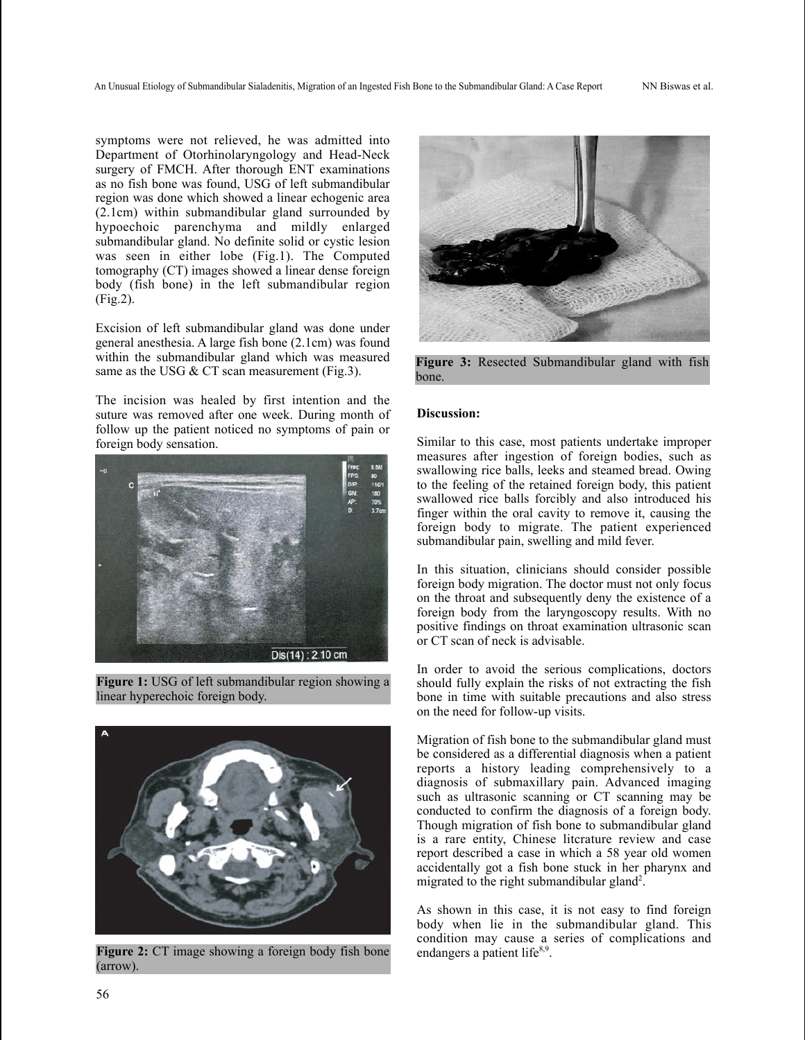symptoms were not relieved, he was admitted into Department of Otorhinolaryngology and Head-Neck surgery of FMCH. After thorough ENT examinations as no fish bone was found, USG of left submandibular region was done which showed a linear echogenic area (2.1cm) within submandibular gland surrounded by hypoechoic parenchyma and mildly enlarged submandibular gland. No definite solid or cystic lesion was seen in either lobe (Fig.1). The Computed tomography (CT) images showed a linear dense foreign body (fish bone) in the left submandibular region (Fig.2).

Excision of left submandibular gland was done under general anesthesia. A large fish bone (2.1cm) was found within the submandibular gland which was measured same as the USG & CT scan measurement (Fig.3).

The incision was healed by first intention and the suture was removed after one week. During month of follow up the patient noticed no symptoms of pain or foreign body sensation.

**Figure 1:** USG of left submandibular region showing a linear hyperechoic foreign body.

**Figure 2:** CT image showing a foreign body fish bone (arrow).

**Figure 3:** Resected Submandibular gland with fish bone.

## Discussion:

Similar to this case, most patients undertake improper measures after ingestion of foreign bodies, such as swallowing rice balls, leeks and steamed bread. Owing to the feeling of the retained foreign body, this patient swallowed rice balls forcibly and also introduced his finger within the oral cavity to remove it, causing the foreign body to migrate. The patient experienced submandibular pain, swelling and mild fever.

In this situation, clinicians should consider possible foreign body migration. The doctor must not only focus on the throat and subsequently deny the existence of a foreign body from the laryngoscopy results. With no positive findings on throat examination ultrasonic scan or CT scan of neck is advisable.

In order to avoid the serious complications, doctors should fully explain the risks of not extracting the fish bone in time with suitable precautions and also stress on the need for follow-up visits.

Migration of fish bone to the submandibular gland must be considered as a differential diagnosis when a patient reports a history leading comprehensively to a diagnosis of submaxillary pain. Advanced imaging such as ultrasonic scanning or CT scanning may be conducted to confirm the diagnosis of a foreign body. Though migration of fish bone to submandibular gland is a rare entity, Chinese litcrature review and case report described a case in which a 58 year old women accidentally got a fish bone stuck in her pharynx and migrated to the right submandibular gland[2].

As shown in this case, it is not easy to find foreign body when lie in the submandibular gland. This condition may cause a series of complications and endangers a patient life[8,9].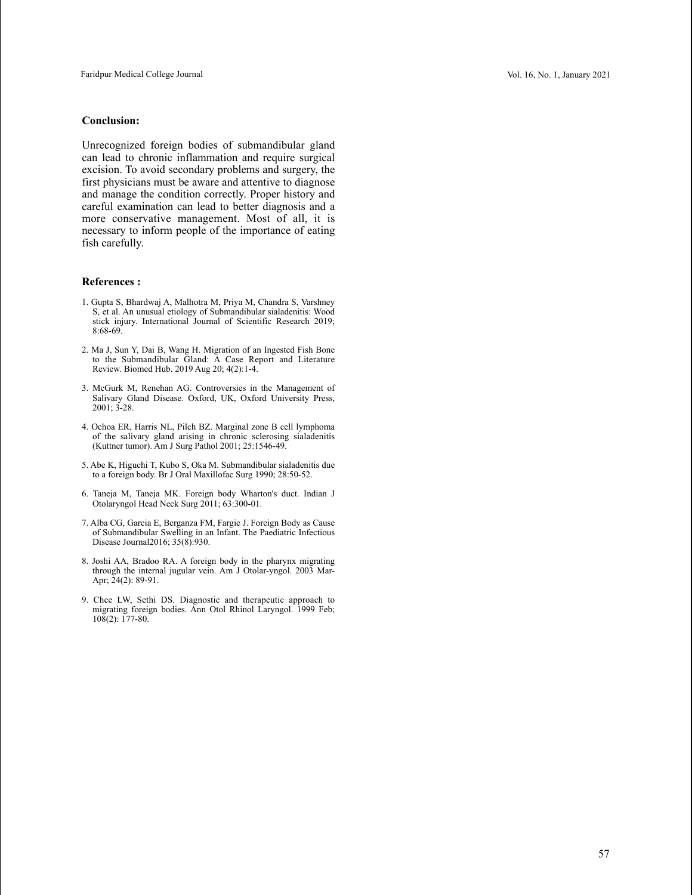## Conclusion:

Unrecognized foreign bodies of submandibular gland can lead to chronic inflammation and require surgical excision. To avoid secondary problems and surgery, the first physicians must be aware and attentive to diagnose and manage the condition correctly. Proper history and careful examination can lead to better diagnosis and a more conservative management. Most of all, it is necessary to inform people of the importance of eating fish carefully.

## References :

1. Gupta S, Bhardwaj A, Malhotra M, Priya M, Chandra S, Varshney S, et al. An unusual etiology of Submandibular sialadenitis: Wood stick injury. International Journal of Scientific Research 2019; 8:68-69.

2. Ma J, Sun Y, Dai B, Wang H. Migration of an Ingested Fish Bone to the Submandibular Gland: A Case Report and Literature Review. Biomed Hub. 2019 Aug 20; 4(2):1-4.

3. McGurk M, Renehan AG. Controversies in the Management of Salivary Gland Disease. Oxford, UK, Oxford University Press, 2001; 3-28.

4. Ochoa ER, Harris NL, Pilch BZ. Marginal zone B cell lymphoma of the salivary gland arising in chronic sclerosing sialadenitis (Kuttner tumor). Am J Surg Pathol 2001; 25:1546-49.

5. Abe K, Higuchi T, Kubo S, Oka M. Submandibular sialadenitis due to a foreign body. Br J Oral Maxillofac Surg 1990; 28:50-52.

6. Taneja M, Taneja MK. Foreign body Wharton's duct. Indian J Otolaryngol Head Neck Surg 2011; 63:300-01.

7. Alba CG, Garcia E, Berganza FM, Fargie J. Foreign Body as Cause of Submandibular Swelling in an Infant. The Paediatric Infectious Disease Journal2016; 35(8):930.

8. Joshi AA, Bradoo RA. A foreign body in the pharynx migrating through the internal jugular vein. Am J Otolar-yngol. 2003 Mar-Apr; 24(2): 89-91.

9. Chee LW, Sethi DS. Diagnostic and therapeutic approach to migrating foreign bodies. Ann Otol Rhinol Laryngol. 1999 Feb; 108(2): 177-80.